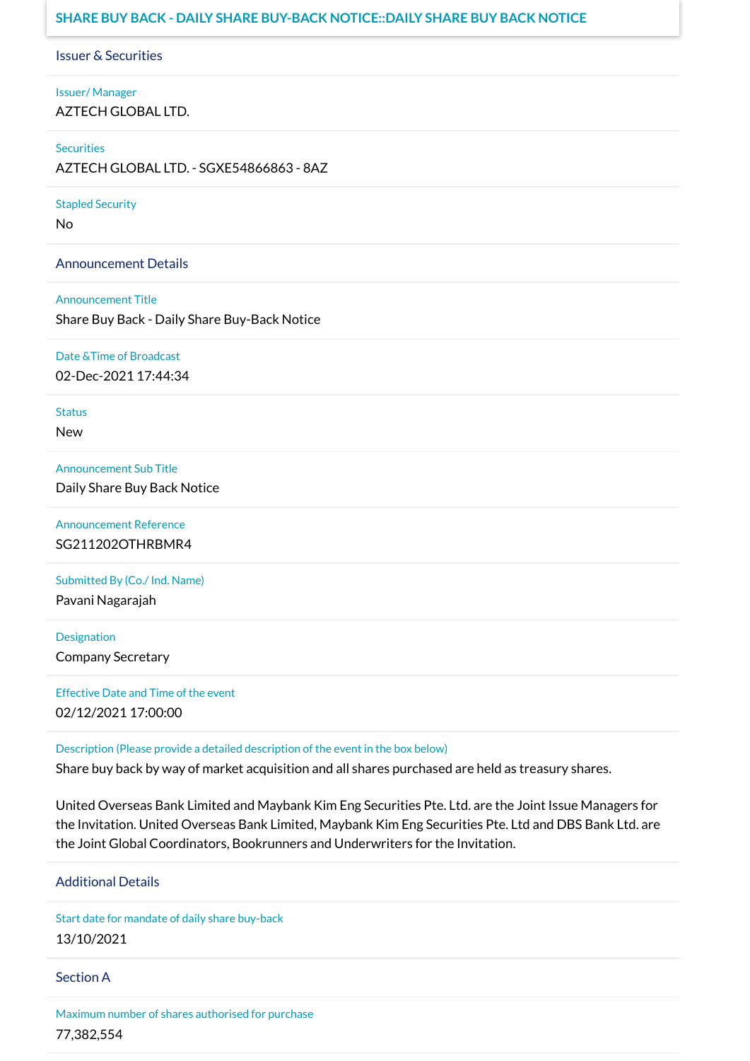# SHARE BUY BACK - DAILY SHARE BUY-BACK NOTICE::DAILY SHARE BUY BACK NOTICE

## Issuer & Securities

**Issuer/ Manager**

AZTECH GLOBAL LTD.

**Securities**

AZTECH GLOBAL LTD. - SGXE54866863 - 8AZ

**Stapled Security**

No

## Announcement Details

**Announcement Title**

Share Buy Back - Daily Share Buy-Back Notice

**Date &Time of Broadcast**

02-Dec-2021 17:44:34

**Status**

New

**Announcement Sub Title**

Daily Share Buy Back Notice

**Announcement Reference**

SG211202OTHRBMR4

**Submitted By (Co./ Ind. Name)**

Pavani Nagarajah

**Designation**

Company Secretary

**Effective Date and Time of the event**

02/12/2021 17:00:00

**Description (Please provide a detailed description of the event in the box below)**

Share buy back by way of market acquisition and all shares purchased are held as treasury shares.

United Overseas Bank Limited and Maybank Kim Eng Securities Pte. Ltd. are the Joint Issue Managers for the Invitation. United Overseas Bank Limited, Maybank Kim Eng Securities Pte. Ltd and DBS Bank Ltd. are the Joint Global Coordinators, Bookrunners and Underwriters for the Invitation.

## Additional Details

**Start date for mandate of daily share buy-back**

13/10/2021

## Section A

**Maximum number of shares authorised for purchase**

77,382,554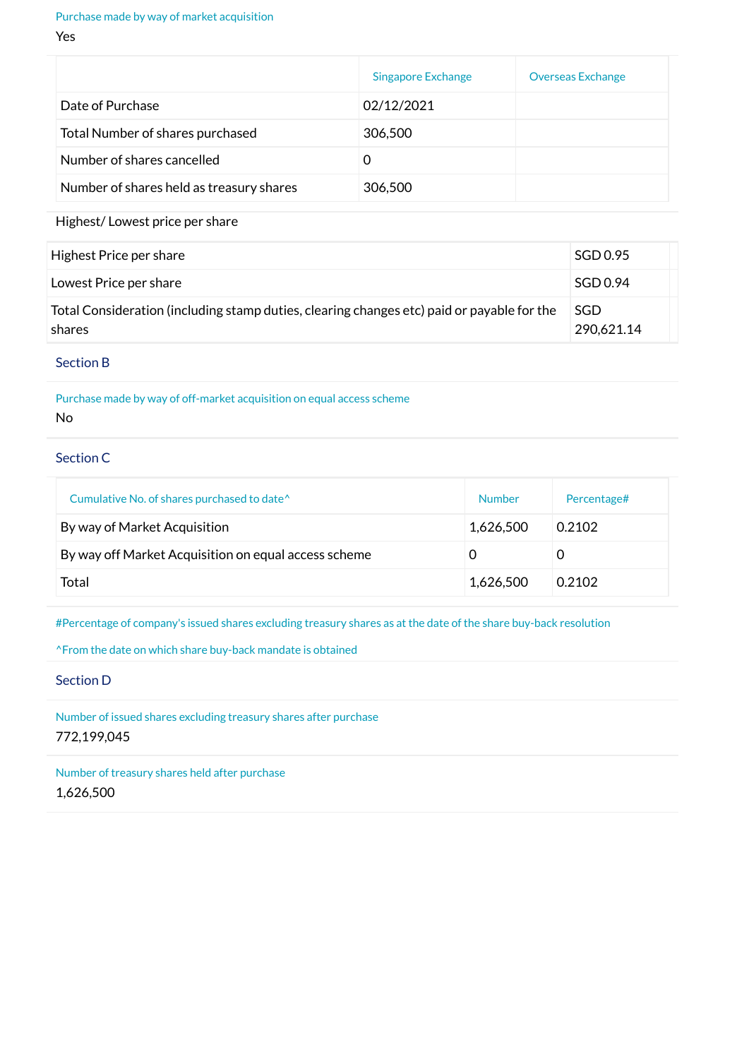Purchase made by way of market acquisition

Yes

| | Singapore Exchange | Overseas Exchange |
|---|---|---|
| Date of Purchase | 02/12/2021 | |
| Total Number of shares purchased | 306,500 | |
| Number of shares cancelled | 0 | |
| Number of shares held as treasury shares | 306,500 | |

Highest/ Lowest price per share

| | |
|---|---|
| Highest Price per share | SGD 0.95 |
| Lowest Price per share | SGD 0.94 |
| Total Consideration (including stamp duties, clearing changes etc) paid or payable for the shares | SGD 290,621.14 |

## Section B

Purchase made by way of off-market acquisition on equal access scheme

No

## Section C

| Cumulative No. of shares purchased to date^ | Number | Percentage# |
|---|---|---|
| By way of Market Acquisition | 1,626,500 | 0.2102 |
| By way off Market Acquisition on equal access scheme | 0 | 0 |
| Total | 1,626,500 | 0.2102 |

#Percentage of company's issued shares excluding treasury shares as at the date of the share buy-back resolution

^From the date on which share buy-back mandate is obtained

## Section D

Number of issued shares excluding treasury shares after purchase

772,199,045

Number of treasury shares held after purchase

1,626,500